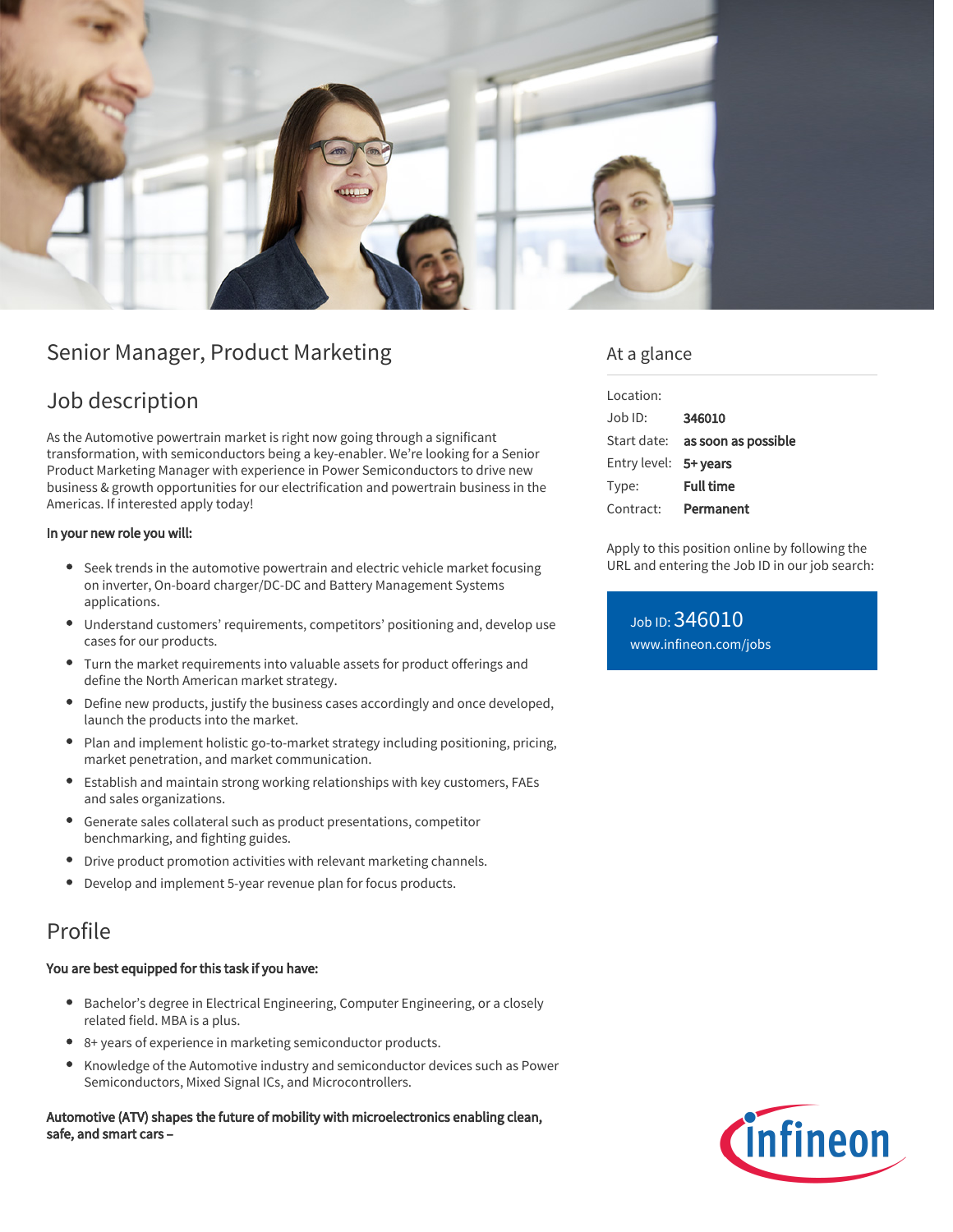# Senior Manager, Product Marketing

## Job description

As the Automotive powertrain market is right now going through a significant transformation, with semiconductors being a key-enabler. We're looking for a Senior Product Marketing Manager with experience in Power Semiconductors to drive new business & growth opportunities for our electrification and powertrain business in the Americas. If interested apply today!

**In your new role you will:**

- Seek trends in the automotive powertrain and electric vehicle market focusing on inverter, On-board charger/DC-DC and Battery Management Systems applications.
- Understand customers' requirements, competitors' positioning and, develop use cases for our products.
- Turn the market requirements into valuable assets for product offerings and define the North American market strategy.
- Define new products, justify the business cases accordingly and once developed, launch the products into the market.
- Plan and implement holistic go-to-market strategy including positioning, pricing, market penetration, and market communication.
- Establish and maintain strong working relationships with key customers, FAEs and sales organizations.
- Generate sales collateral such as product presentations, competitor benchmarking, and fighting guides.
- Drive product promotion activities with relevant marketing channels.
- Develop and implement 5-year revenue plan for focus products.

## Profile

**You are best equipped for this task if you have:**

- Bachelor's degree in Electrical Engineering, Computer Engineering, or a closely related field. MBA is a plus.
- 8+ years of experience in marketing semiconductor products.
- Knowledge of the Automotive industry and semiconductor devices such as Power Semiconductors, Mixed Signal ICs, and Microcontrollers.

**Automotive (ATV) shapes the future of mobility with microelectronics enabling clean, safe, and smart cars –**

## At a glance

| | |
|---|---|
| Location: | |
| Job ID: | **346010** |
| Start date: | **as soon as possible** |
| Entry level: | **5+ years** |
| Type: | **Full time** |
| Contract: | **Permanent** |

Apply to this position online by following the URL and entering the Job ID in our job search:

Job ID: 346010
www.infineon.com/jobs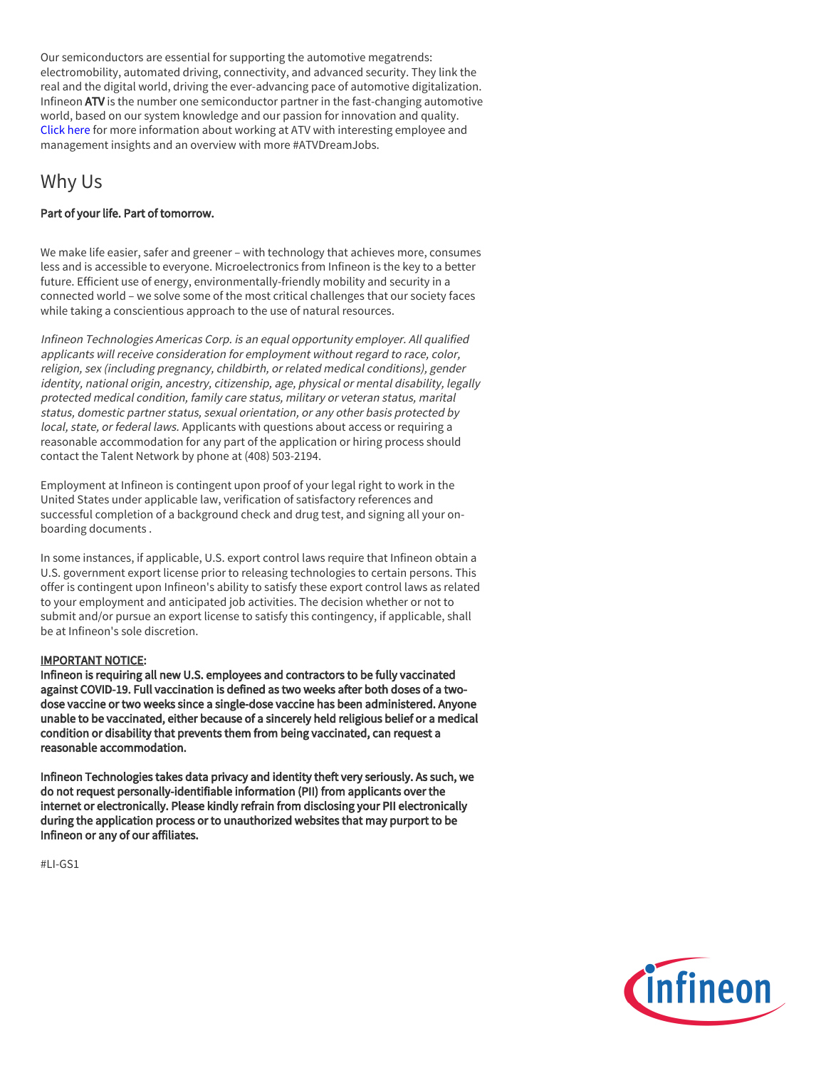Our semiconductors are essential for supporting the automotive megatrends: electromobility, automated driving, connectivity, and advanced security. They link the real and the digital world, driving the ever-advancing pace of automotive digitalization. Infineon **ATV** is the number one semiconductor partner in the fast-changing automotive world, based on our system knowledge and our passion for innovation and quality. Click here for more information about working at ATV with interesting employee and management insights and an overview with more #ATVDreamJobs.

## Why Us

**Part of your life. Part of tomorrow.**

We make life easier, safer and greener – with technology that achieves more, consumes less and is accessible to everyone. Microelectronics from Infineon is the key to a better future. Efficient use of energy, environmentally-friendly mobility and security in a connected world – we solve some of the most critical challenges that our society faces while taking a conscientious approach to the use of natural resources.

*Infineon Technologies Americas Corp. is an equal opportunity employer. All qualified applicants will receive consideration for employment without regard to race, color, religion, sex (including pregnancy, childbirth, or related medical conditions), gender identity, national origin, ancestry, citizenship, age, physical or mental disability, legally protected medical condition, family care status, military or veteran status, marital status, domestic partner status, sexual orientation, or any other basis protected by local, state, or federal laws.* Applicants with questions about access or requiring a reasonable accommodation for any part of the application or hiring process should contact the Talent Network by phone at (408) 503-2194.

Employment at Infineon is contingent upon proof of your legal right to work in the United States under applicable law, verification of satisfactory references and successful completion of a background check and drug test, and signing all your on-boarding documents .

In some instances, if applicable, U.S. export control laws require that Infineon obtain a U.S. government export license prior to releasing technologies to certain persons. This offer is contingent upon Infineon's ability to satisfy these export control laws as related to your employment and anticipated job activities. The decision whether or not to submit and/or pursue an export license to satisfy this contingency, if applicable, shall be at Infineon's sole discretion.

**IMPORTANT NOTICE:**
**Infineon is requiring all new U.S. employees and contractors to be fully vaccinated against COVID-19. Full vaccination is defined as two weeks after both doses of a two-dose vaccine or two weeks since a single-dose vaccine has been administered. Anyone unable to be vaccinated, either because of a sincerely held religious belief or a medical condition or disability that prevents them from being vaccinated, can request a reasonable accommodation.**

**Infineon Technologies takes data privacy and identity theft very seriously. As such, we do not request personally-identifiable information (PII) from applicants over the internet or electronically. Please kindly refrain from disclosing your PII electronically during the application process or to unauthorized websites that may purport to be Infineon or any of our affiliates.**

#LI-GS1